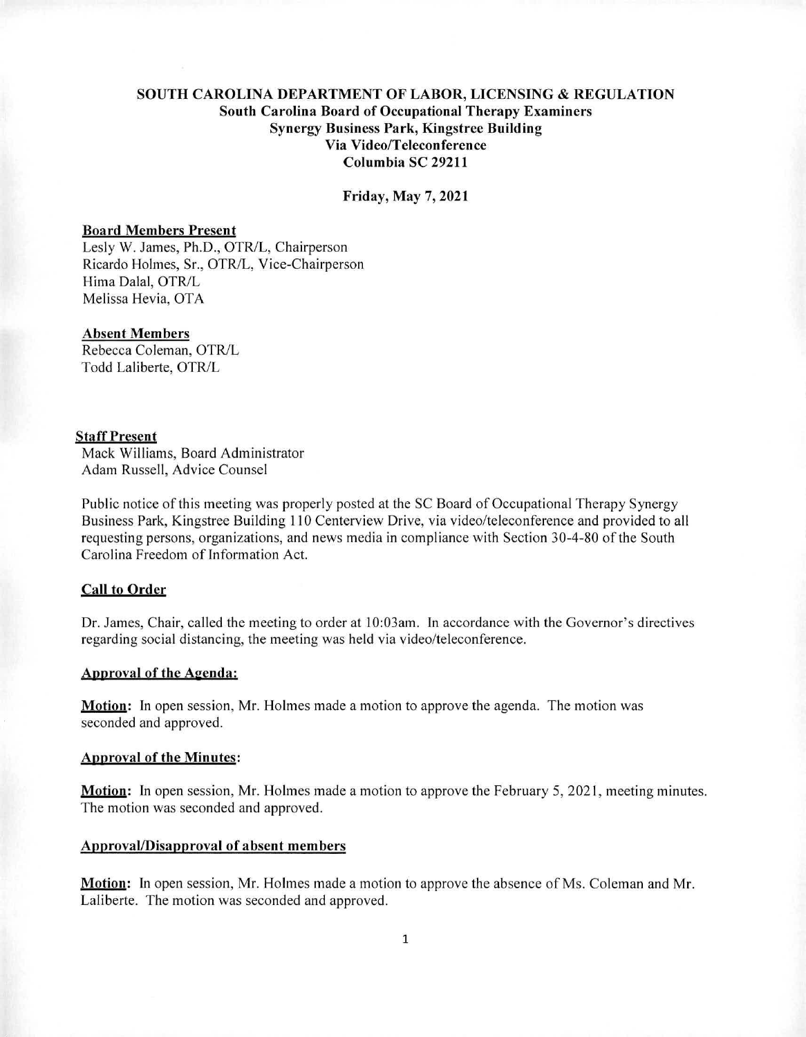**SOUTH CAROLINA DEPARTMENT OF LABOR, LICENSING & REGULATION**
**South Carolina Board of Occupational Therapy Examiners**
**Synergy Business Park, Kingstree Building**
**Via Video/Teleconference**
**Columbia SC 29211**

**Friday, May 7, 2021**

**Board Members Present**

Lesly W. James, Ph.D., OTR/L, Chairperson
Ricardo Holmes, Sr., OTR/L, Vice-Chairperson
Hima Dalal, OTR/L
Melissa Hevia, OTA

**Absent Members**

Rebecca Coleman, OTR/L
Todd Laliberte, OTR/L

**Staff Present**

Mack Williams, Board Administrator
Adam Russell, Advice Counsel

Public notice of this meeting was properly posted at the SC Board of Occupational Therapy Synergy Business Park, Kingstree Building 110 Centerview Drive, via video/teleconference and provided to all requesting persons, organizations, and news media in compliance with Section 30-4-80 of the South Carolina Freedom of Information Act.

**Call to Order**

Dr. James, Chair, called the meeting to order at 10:03am. In accordance with the Governor's directives regarding social distancing, the meeting was held via video/teleconference.

**Approval of the Agenda:**

**Motion:** In open session, Mr. Holmes made a motion to approve the agenda. The motion was seconded and approved.

**Approval of the Minutes:**

**Motion:** In open session, Mr. Holmes made a motion to approve the February 5, 2021, meeting minutes. The motion was seconded and approved.

**Approval/Disapproval of absent members**

**Motion:** In open session, Mr. Holmes made a motion to approve the absence of Ms. Coleman and Mr. Laliberte. The motion was seconded and approved.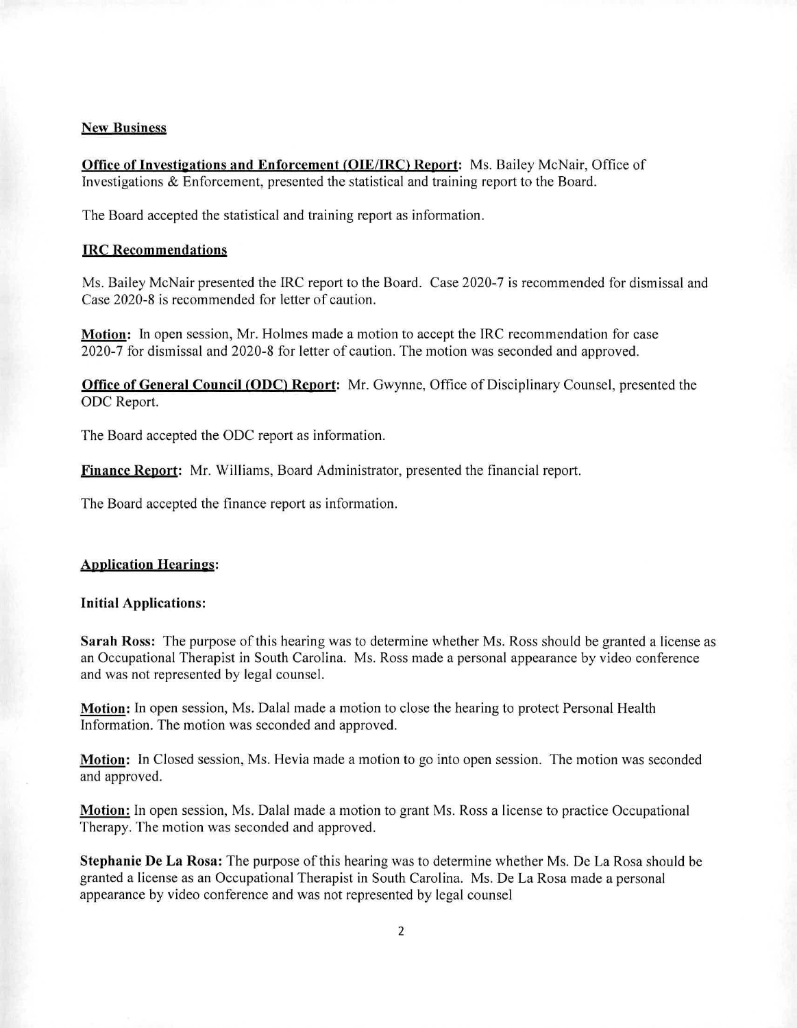**New Business**

**Office of Investigations and Enforcement (OIE/IRC) Report:** Ms. Bailey McNair, Office of Investigations & Enforcement, presented the statistical and training report to the Board.

The Board accepted the statistical and training report as information.

**IRC Recommendations**

Ms. Bailey McNair presented the IRC report to the Board. Case 2020-7 is recommended for dismissal and Case 2020-8 is recommended for letter of caution.

**Motion:** In open session, Mr. Holmes made a motion to accept the IRC recommendation for case 2020-7 for dismissal and 2020-8 for letter of caution. The motion was seconded and approved.

**Office of General Council (ODC) Report:** Mr. Gwynne, Office of Disciplinary Counsel, presented the ODC Report.

The Board accepted the ODC report as information.

**Finance Report:** Mr. Williams, Board Administrator, presented the financial report.

The Board accepted the finance report as information.

**Application Hearings:**

**Initial Applications:**

**Sarah Ross:** The purpose of this hearing was to determine whether Ms. Ross should be granted a license as an Occupational Therapist in South Carolina. Ms. Ross made a personal appearance by video conference and was not represented by legal counsel.

**Motion:** In open session, Ms. Dalal made a motion to close the hearing to protect Personal Health Information. The motion was seconded and approved.

**Motion:** In Closed session, Ms. Hevia made a motion to go into open session. The motion was seconded and approved.

**Motion:** In open session, Ms. Dalal made a motion to grant Ms. Ross a license to practice Occupational Therapy. The motion was seconded and approved.

**Stephanie De La Rosa:** The purpose of this hearing was to determine whether Ms. De La Rosa should be granted a license as an Occupational Therapist in South Carolina. Ms. De La Rosa made a personal appearance by video conference and was not represented by legal counsel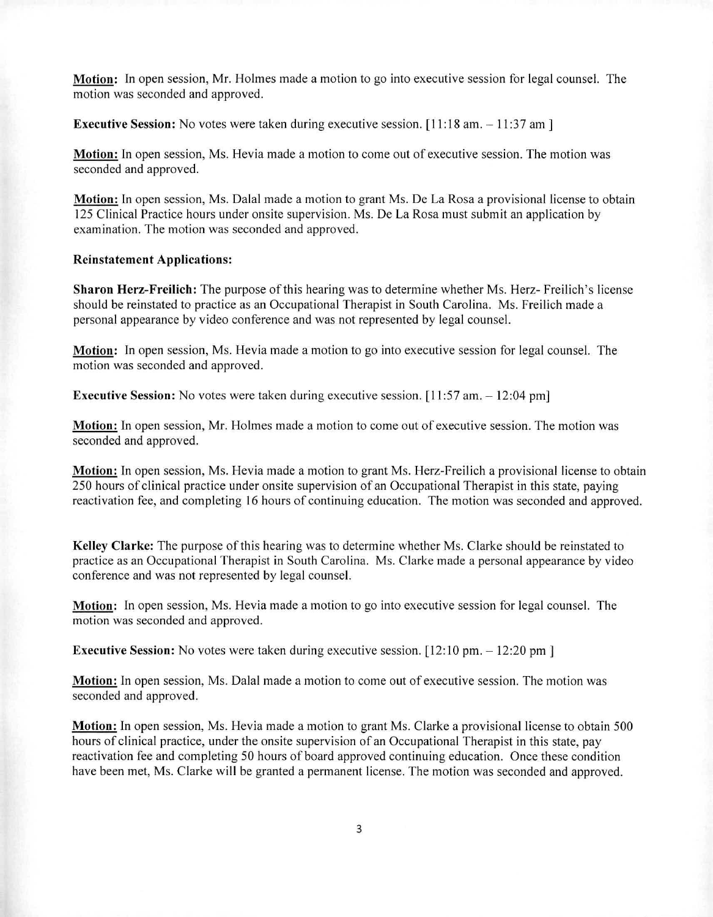**Motion:** In open session, Mr. Holmes made a motion to go into executive session for legal counsel. The motion was seconded and approved.

**Executive Session:** No votes were taken during executive session. [11:18 am. – 11:37 am ]

**Motion:** In open session, Ms. Hevia made a motion to come out of executive session. The motion was seconded and approved.

**Motion:** In open session, Ms. Dalal made a motion to grant Ms. De La Rosa a provisional license to obtain 125 Clinical Practice hours under onsite supervision. Ms. De La Rosa must submit an application by examination. The motion was seconded and approved.

**Reinstatement Applications:**

**Sharon Herz-Freilich:** The purpose of this hearing was to determine whether Ms. Herz- Freilich's license should be reinstated to practice as an Occupational Therapist in South Carolina. Ms. Freilich made a personal appearance by video conference and was not represented by legal counsel.

**Motion:** In open session, Ms. Hevia made a motion to go into executive session for legal counsel. The motion was seconded and approved.

**Executive Session:** No votes were taken during executive session. [11:57 am. – 12:04 pm]

**Motion:** In open session, Mr. Holmes made a motion to come out of executive session. The motion was seconded and approved.

**Motion:** In open session, Ms. Hevia made a motion to grant Ms. Herz-Freilich a provisional license to obtain 250 hours of clinical practice under onsite supervision of an Occupational Therapist in this state, paying reactivation fee, and completing 16 hours of continuing education. The motion was seconded and approved.

**Kelley Clarke:** The purpose of this hearing was to determine whether Ms. Clarke should be reinstated to practice as an Occupational Therapist in South Carolina. Ms. Clarke made a personal appearance by video conference and was not represented by legal counsel.

**Motion:** In open session, Ms. Hevia made a motion to go into executive session for legal counsel. The motion was seconded and approved.

**Executive Session:** No votes were taken during executive session. [12:10 pm. – 12:20 pm ]

**Motion:** In open session, Ms. Dalal made a motion to come out of executive session. The motion was seconded and approved.

**Motion:** In open session, Ms. Hevia made a motion to grant Ms. Clarke a provisional license to obtain 500 hours of clinical practice, under the onsite supervision of an Occupational Therapist in this state, pay reactivation fee and completing 50 hours of board approved continuing education. Once these condition have been met, Ms. Clarke will be granted a permanent license. The motion was seconded and approved.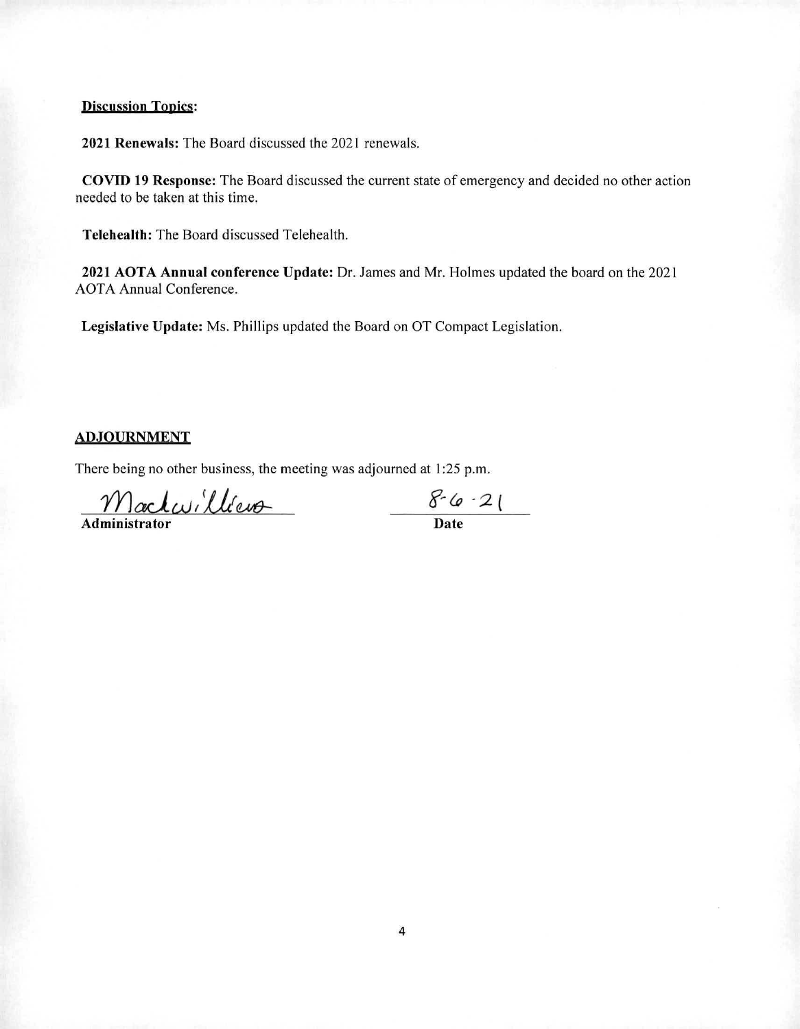**Discussion Topics:**

**2021 Renewals:** The Board discussed the 2021 renewals.

**COVID 19 Response:** The Board discussed the current state of emergency and decided no other action needed to be taken at this time.

**Telehealth:** The Board discussed Telehealth.

**2021 AOTA Annual conference Update:** Dr. James and Mr. Holmes updated the board on the 2021 AOTA Annual Conference.

**Legislative Update:** Ms. Phillips updated the Board on OT Compact Legislation.

## ADJOURNMENT

There being no other business, the meeting was adjourned at 1:25 p.m.

Mack Williams
**Administrator**

8-6-21
**Date**